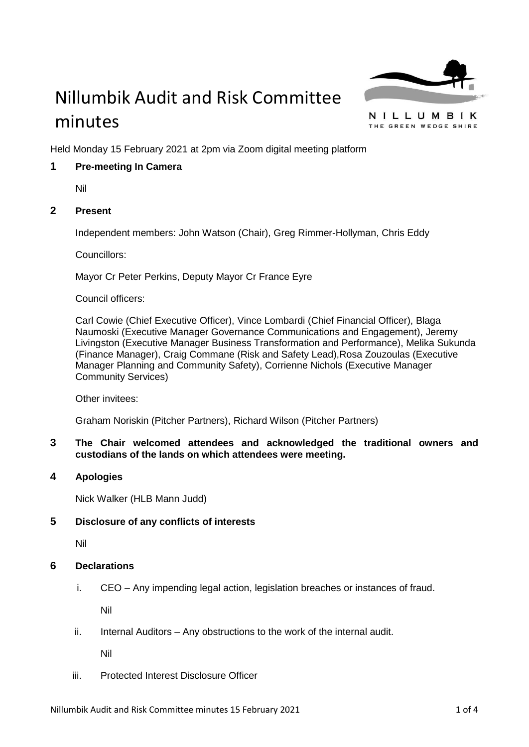# Nillumbik Audit and Risk Committee minutes

NILLUMBIK
THE GREEN WEDGE SHIRE

Held Monday 15 February 2021 at 2pm via Zoom digital meeting platform

## 1 Pre-meeting In Camera

Nil

## 2 Present

Independent members: John Watson (Chair), Greg Rimmer-Hollyman, Chris Eddy

Councillors:

Mayor Cr Peter Perkins, Deputy Mayor Cr France Eyre

Council officers:

Carl Cowie (Chief Executive Officer), Vince Lombardi (Chief Financial Officer), Blaga Naumoski (Executive Manager Governance Communications and Engagement), Jeremy Livingston (Executive Manager Business Transformation and Performance), Melika Sukunda (Finance Manager), Craig Commane (Risk and Safety Lead),Rosa Zouzoulas (Executive Manager Planning and Community Safety), Corrienne Nichols (Executive Manager Community Services)

Other invitees:

Graham Noriskin (Pitcher Partners), Richard Wilson (Pitcher Partners)

## 3 The Chair welcomed attendees and acknowledged the traditional owners and custodians of the lands on which attendees were meeting.

## 4 Apologies

Nick Walker (HLB Mann Judd)

## 5 Disclosure of any conflicts of interests

Nil

## 6 Declarations

i. CEO – Any impending legal action, legislation breaches or instances of fraud.

   Nil

ii. Internal Auditors – Any obstructions to the work of the internal audit.

   Nil

iii. Protected Interest Disclosure Officer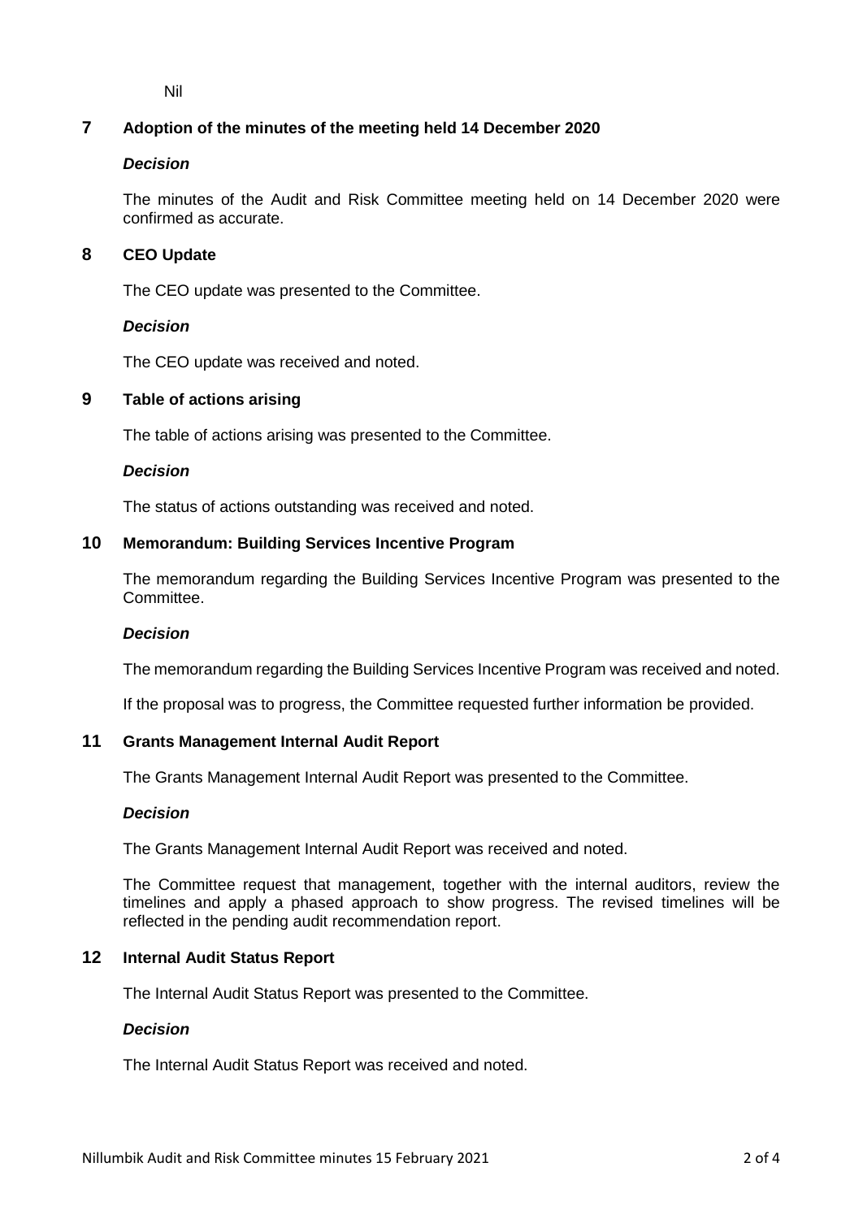Nil

## 7 Adoption of the minutes of the meeting held 14 December 2020

***Decision***

The minutes of the Audit and Risk Committee meeting held on 14 December 2020 were confirmed as accurate.

## 8 CEO Update

The CEO update was presented to the Committee.

***Decision***

The CEO update was received and noted.

## 9 Table of actions arising

The table of actions arising was presented to the Committee.

***Decision***

The status of actions outstanding was received and noted.

## 10 Memorandum: Building Services Incentive Program

The memorandum regarding the Building Services Incentive Program was presented to the Committee.

***Decision***

The memorandum regarding the Building Services Incentive Program was received and noted.

If the proposal was to progress, the Committee requested further information be provided.

## 11 Grants Management Internal Audit Report

The Grants Management Internal Audit Report was presented to the Committee.

***Decision***

The Grants Management Internal Audit Report was received and noted.

The Committee request that management, together with the internal auditors, review the timelines and apply a phased approach to show progress. The revised timelines will be reflected in the pending audit recommendation report.

## 12 Internal Audit Status Report

The Internal Audit Status Report was presented to the Committee.

***Decision***

The Internal Audit Status Report was received and noted.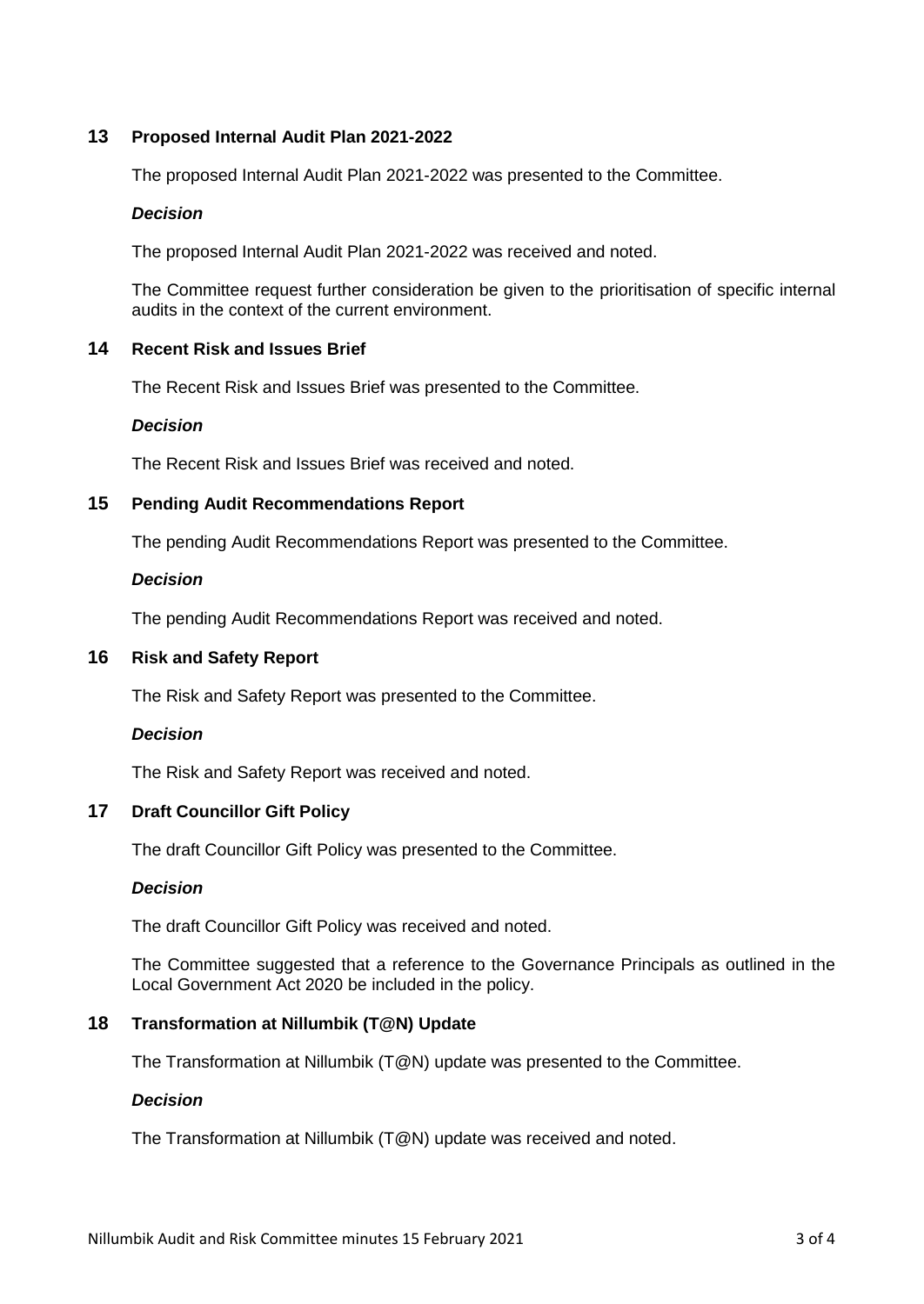## 13 Proposed Internal Audit Plan 2021-2022

The proposed Internal Audit Plan 2021-2022 was presented to the Committee.

***Decision***

The proposed Internal Audit Plan 2021-2022 was received and noted.

The Committee request further consideration be given to the prioritisation of specific internal audits in the context of the current environment.

## 14 Recent Risk and Issues Brief

The Recent Risk and Issues Brief was presented to the Committee.

***Decision***

The Recent Risk and Issues Brief was received and noted.

## 15 Pending Audit Recommendations Report

The pending Audit Recommendations Report was presented to the Committee.

***Decision***

The pending Audit Recommendations Report was received and noted.

## 16 Risk and Safety Report

The Risk and Safety Report was presented to the Committee.

***Decision***

The Risk and Safety Report was received and noted.

## 17 Draft Councillor Gift Policy

The draft Councillor Gift Policy was presented to the Committee.

***Decision***

The draft Councillor Gift Policy was received and noted.

The Committee suggested that a reference to the Governance Principals as outlined in the Local Government Act 2020 be included in the policy.

## 18 Transformation at Nillumbik (T@N) Update

The Transformation at Nillumbik (T@N) update was presented to the Committee.

***Decision***

The Transformation at Nillumbik (T@N) update was received and noted.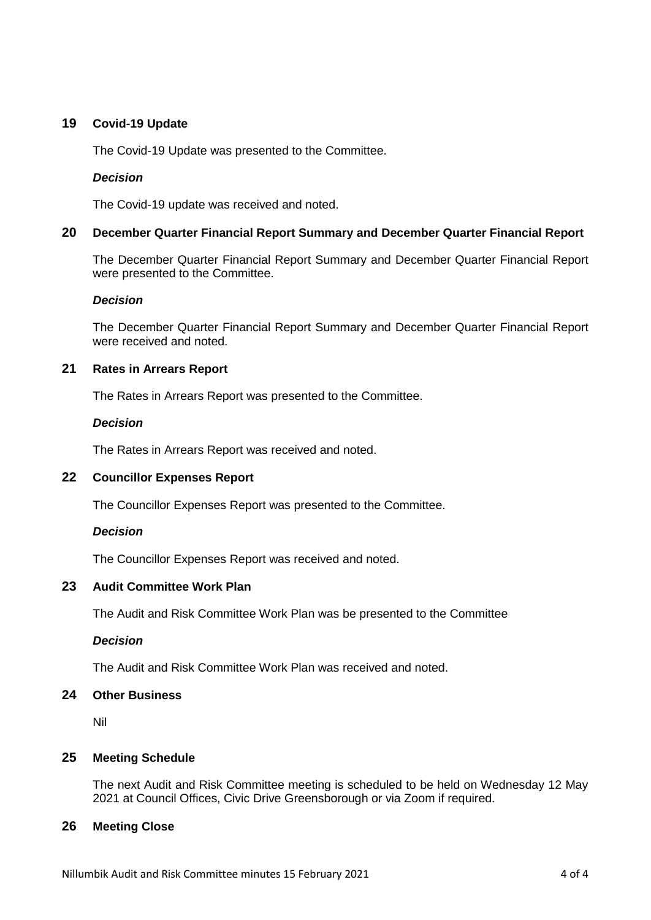## 19 Covid-19 Update

The Covid-19 Update was presented to the Committee.

***Decision***

The Covid-19 update was received and noted.

## 20 December Quarter Financial Report Summary and December Quarter Financial Report

The December Quarter Financial Report Summary and December Quarter Financial Report were presented to the Committee.

***Decision***

The December Quarter Financial Report Summary and December Quarter Financial Report were received and noted.

## 21 Rates in Arrears Report

The Rates in Arrears Report was presented to the Committee.

***Decision***

The Rates in Arrears Report was received and noted.

## 22 Councillor Expenses Report

The Councillor Expenses Report was presented to the Committee.

***Decision***

The Councillor Expenses Report was received and noted.

## 23 Audit Committee Work Plan

The Audit and Risk Committee Work Plan was be presented to the Committee

***Decision***

The Audit and Risk Committee Work Plan was received and noted.

## 24 Other Business

Nil

## 25 Meeting Schedule

The next Audit and Risk Committee meeting is scheduled to be held on Wednesday 12 May 2021 at Council Offices, Civic Drive Greensborough or via Zoom if required.

## 26 Meeting Close